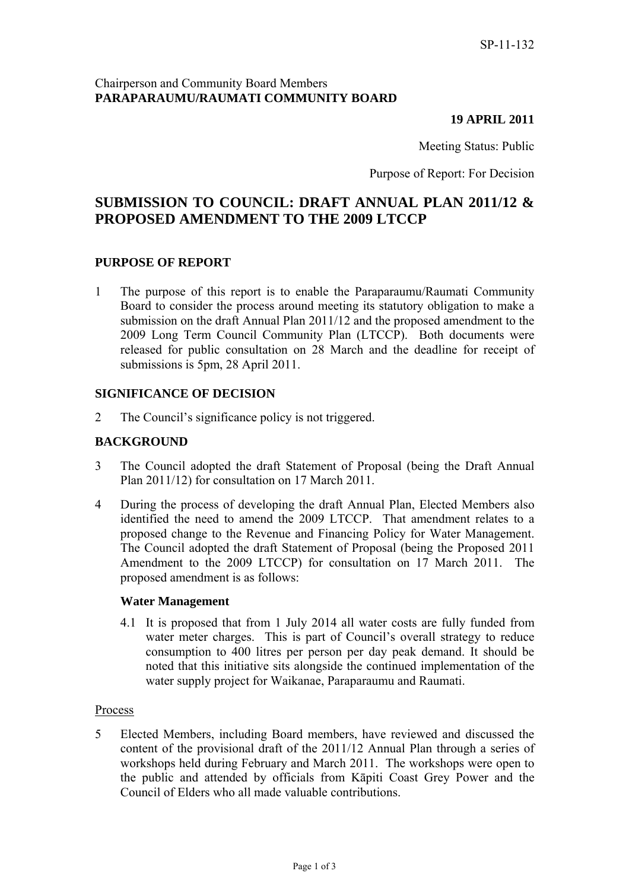SP-11-132

Chairperson and Community Board Members
**PARAPARAUMU/RAUMATI COMMUNITY BOARD**

**19 APRIL 2011**

Meeting Status: Public

Purpose of Report: For Decision

# SUBMISSION TO COUNCIL: DRAFT ANNUAL PLAN 2011/12 & PROPOSED AMENDMENT TO THE 2009 LTCCP

## PURPOSE OF REPORT

1 The purpose of this report is to enable the Paraparaumu/Raumati Community Board to consider the process around meeting its statutory obligation to make a submission on the draft Annual Plan 2011/12 and the proposed amendment to the 2009 Long Term Council Community Plan (LTCCP). Both documents were released for public consultation on 28 March and the deadline for receipt of submissions is 5pm, 28 April 2011.

## SIGNIFICANCE OF DECISION

2 The Council's significance policy is not triggered.

## BACKGROUND

3 The Council adopted the draft Statement of Proposal (being the Draft Annual Plan 2011/12) for consultation on 17 March 2011.

4 During the process of developing the draft Annual Plan, Elected Members also identified the need to amend the 2009 LTCCP. That amendment relates to a proposed change to the Revenue and Financing Policy for Water Management. The Council adopted the draft Statement of Proposal (being the Proposed 2011 Amendment to the 2009 LTCCP) for consultation on 17 March 2011. The proposed amendment is as follows:

**Water Management**

4.1 It is proposed that from 1 July 2014 all water costs are fully funded from water meter charges. This is part of Council's overall strategy to reduce consumption to 400 litres per person per day peak demand. It should be noted that this initiative sits alongside the continued implementation of the water supply project for Waikanae, Paraparaumu and Raumati.

Process

5 Elected Members, including Board members, have reviewed and discussed the content of the provisional draft of the 2011/12 Annual Plan through a series of workshops held during February and March 2011. The workshops were open to the public and attended by officials from Kāpiti Coast Grey Power and the Council of Elders who all made valuable contributions.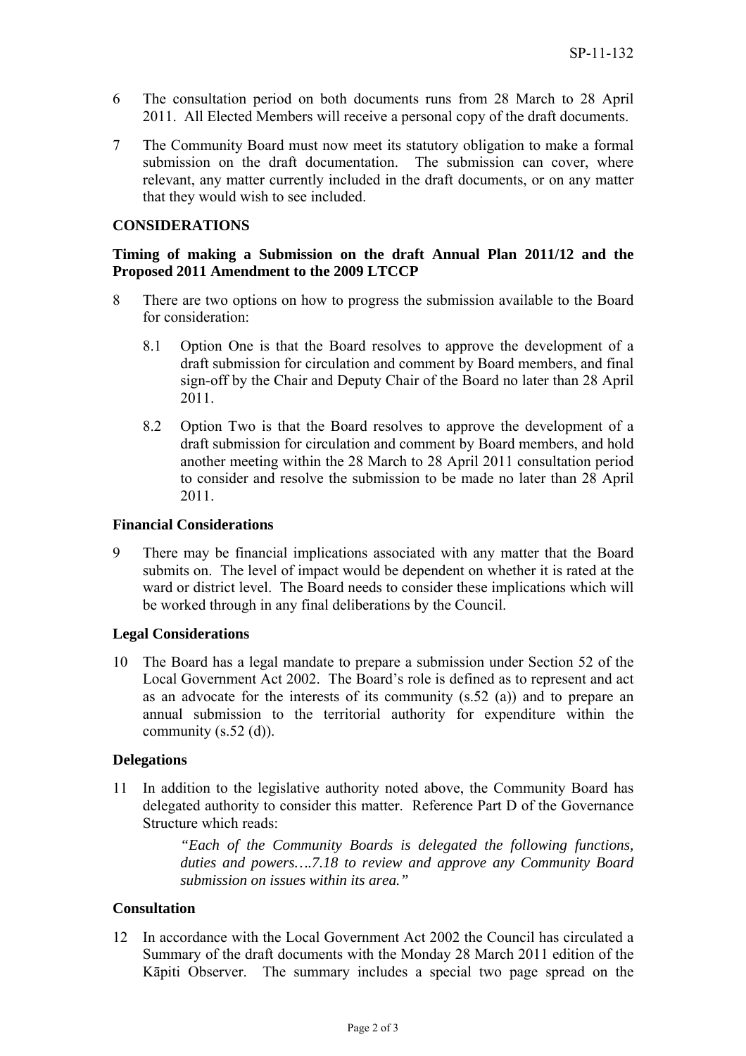6 The consultation period on both documents runs from 28 March to 28 April 2011. All Elected Members will receive a personal copy of the draft documents.

7 The Community Board must now meet its statutory obligation to make a formal submission on the draft documentation. The submission can cover, where relevant, any matter currently included in the draft documents, or on any matter that they would wish to see included.

## CONSIDERATIONS

### Timing of making a Submission on the draft Annual Plan 2011/12 and the Proposed 2011 Amendment to the 2009 LTCCP

8 There are two options on how to progress the submission available to the Board for consideration:

   8.1 Option One is that the Board resolves to approve the development of a draft submission for circulation and comment by Board members, and final sign-off by the Chair and Deputy Chair of the Board no later than 28 April 2011.

   8.2 Option Two is that the Board resolves to approve the development of a draft submission for circulation and comment by Board members, and hold another meeting within the 28 March to 28 April 2011 consultation period to consider and resolve the submission to be made no later than 28 April 2011.

### Financial Considerations

9 There may be financial implications associated with any matter that the Board submits on. The level of impact would be dependent on whether it is rated at the ward or district level. The Board needs to consider these implications which will be worked through in any final deliberations by the Council.

### Legal Considerations

10 The Board has a legal mandate to prepare a submission under Section 52 of the Local Government Act 2002. The Board's role is defined as to represent and act as an advocate for the interests of its community (s.52 (a)) and to prepare an annual submission to the territorial authority for expenditure within the community (s.52 (d)).

### Delegations

11 In addition to the legislative authority noted above, the Community Board has delegated authority to consider this matter. Reference Part D of the Governance Structure which reads:

> *"Each of the Community Boards is delegated the following functions, duties and powers….7.18 to review and approve any Community Board submission on issues within its area."*

### Consultation

12 In accordance with the Local Government Act 2002 the Council has circulated a Summary of the draft documents with the Monday 28 March 2011 edition of the Kāpiti Observer. The summary includes a special two page spread on the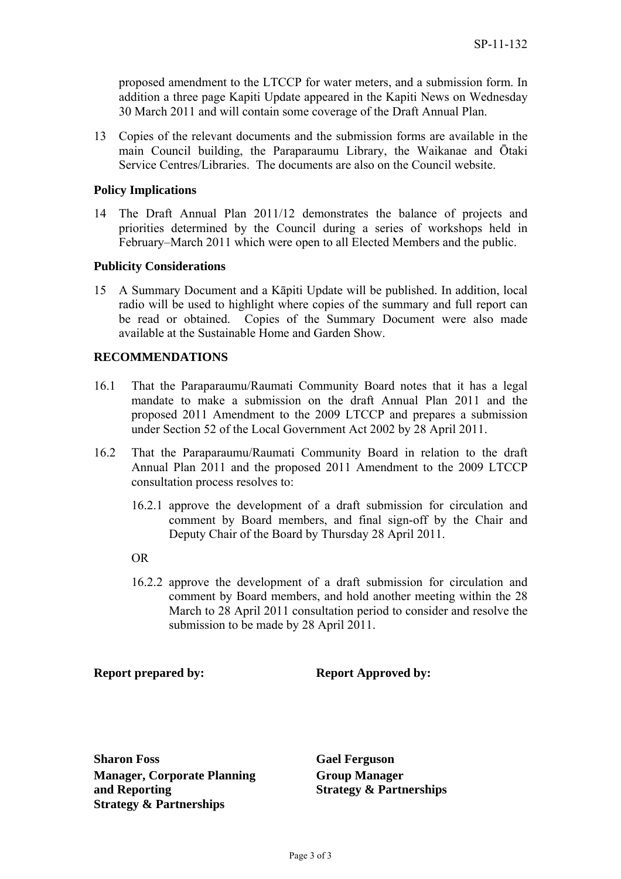proposed amendment to the LTCCP for water meters, and a submission form. In addition a three page Kapiti Update appeared in the Kapiti News on Wednesday 30 March 2011 and will contain some coverage of the Draft Annual Plan.

13 Copies of the relevant documents and the submission forms are available in the main Council building, the Paraparaumu Library, the Waikanae and Ōtaki Service Centres/Libraries. The documents are also on the Council website.

### Policy Implications

14 The Draft Annual Plan 2011/12 demonstrates the balance of projects and priorities determined by the Council during a series of workshops held in February–March 2011 which were open to all Elected Members and the public.

### Publicity Considerations

15 A Summary Document and a Kāpiti Update will be published. In addition, local radio will be used to highlight where copies of the summary and full report can be read or obtained. Copies of the Summary Document were also made available at the Sustainable Home and Garden Show.

### RECOMMENDATIONS

16.1 That the Paraparaumu/Raumati Community Board notes that it has a legal mandate to make a submission on the draft Annual Plan 2011 and the proposed 2011 Amendment to the 2009 LTCCP and prepares a submission under Section 52 of the Local Government Act 2002 by 28 April 2011.

16.2 That the Paraparaumu/Raumati Community Board in relation to the draft Annual Plan 2011 and the proposed 2011 Amendment to the 2009 LTCCP consultation process resolves to:

16.2.1 approve the development of a draft submission for circulation and comment by Board members, and final sign-off by the Chair and Deputy Chair of the Board by Thursday 28 April 2011.

OR

16.2.2 approve the development of a draft submission for circulation and comment by Board members, and hold another meeting within the 28 March to 28 April 2011 consultation period to consider and resolve the submission to be made by 28 April 2011.

**Report prepared by:**

**Sharon Foss**
**Manager, Corporate Planning and Reporting**
**Strategy & Partnerships**

**Report Approved by:**

**Gael Ferguson**
**Group Manager**
**Strategy & Partnerships**